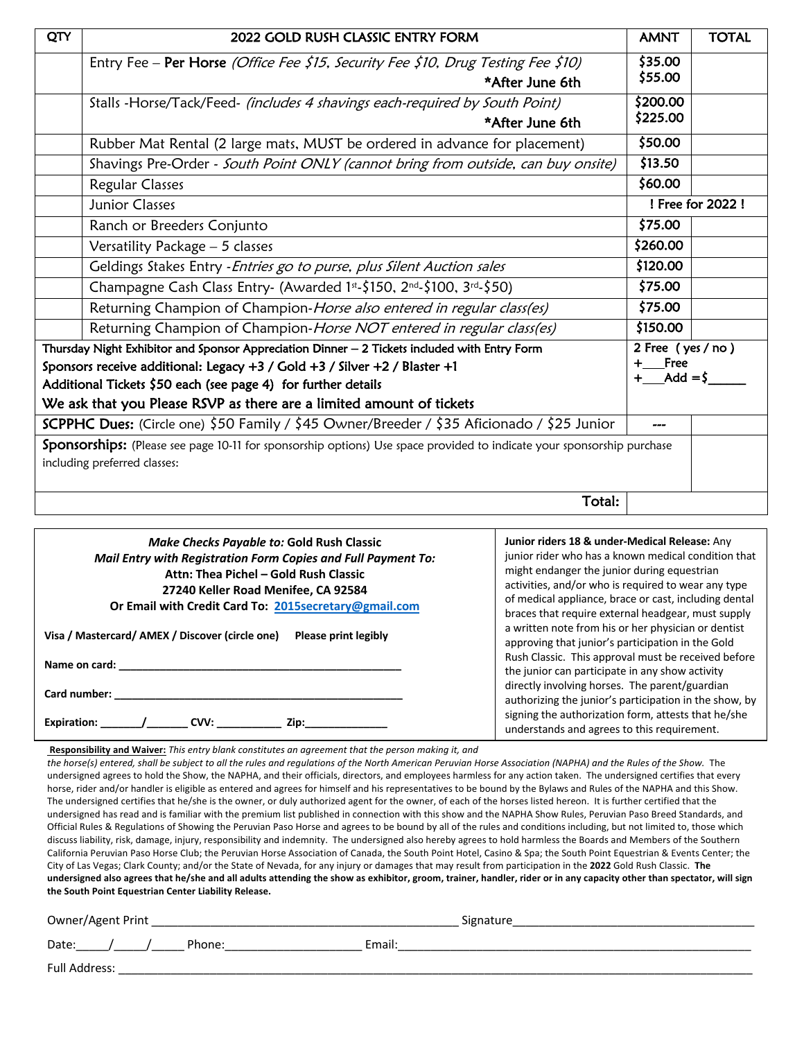| QTY | 2022 GOLD RUSH CLASSIC ENTRY FORM | AMNT | TOTAL |
|---|---|---|---|
| | Entry Fee – **Per Horse** *(Office Fee $15, Security Fee $10, Drug Testing Fee $10)* **\*After June 6th** | $35.00 $55.00 | |
| | Stalls -Horse/Tack/Feed- *(includes 4 shavings each-required by South Point)* **\*After June 6th** | $200.00 $225.00 | |
| | Rubber Mat Rental (2 large mats, MUST be ordered in advance for placement) | $50.00 | |
| | Shavings Pre-Order - *South Point ONLY (cannot bring from outside, can buy onsite)* | $13.50 | |
| | Regular Classes | $60.00 | |
| | Junior Classes | ! Free for 2022 ! | |
| | Ranch or Breeders Conjunto | $75.00 | |
| | Versatility Package – 5 classes | $260.00 | |
| | Geldings Stakes Entry -*Entries go to purse, plus Silent Auction sales* | $120.00 | |
| | Champagne Cash Class Entry- (Awarded 1st-$150, 2nd-$100, 3rd-$50) | $75.00 | |
| | Returning Champion of Champion-*Horse also entered in regular class(es)* | $75.00 | |
| | Returning Champion of Champion-*Horse NOT entered in regular class(es)* | $150.00 | |
| **Thursday Night Exhibitor and Sponsor Appreciation Dinner – 2 Tickets included with Entry Form** **Sponsors receive additional: Legacy +3 / Gold +3 / Silver +2 / Blaster +1** **Additional Tickets $50 each (see page 4) for further details** **We ask that you Please RSVP as there are a limited amount of tickets** | | 2 Free ( yes / no ) +\_\_\_Free +\_\_\_Add =$\_\_\_\_\_ | |
| **SCPPHC Dues:** (Circle one) $50 Family / $45 Owner/Breeder / $35 Aficionado / $25 Junior | | --- | |
| **Sponsorships:** (Please see page 10-11 for sponsorship options) Use space provided to indicate your sponsorship purchase including preferred classes: | | | |
| | | **Total:** | |

***Make Checks Payable to:* Gold Rush Classic**
***Mail Entry with Registration Form Copies and Full Payment To:***
**Attn: Thea Pichel – Gold Rush Classic**
**27240 Keller Road Menifee, CA 92584**
**Or Email with Credit Card To: 2015secretary@gmail.com**

**Visa / Mastercard/ AMEX / Discover (circle one)  Please print legibly**

**Name on card:** \_\_\_\_\_\_\_\_\_\_\_\_\_\_\_\_\_\_\_\_\_\_\_\_\_\_\_\_\_\_\_\_\_\_\_\_\_\_\_\_\_\_

**Card number:** \_\_\_\_\_\_\_\_\_\_\_\_\_\_\_\_\_\_\_\_\_\_\_\_\_\_\_\_\_\_\_\_\_\_\_\_\_\_\_\_\_\_

**Expiration:** \_\_\_\_\_\_\_/\_\_\_\_\_\_\_ **CVV:** \_\_\_\_\_\_\_\_\_\_\_ **Zip:**\_\_\_\_\_\_\_\_\_\_\_\_\_\_

**Junior riders 18 & under-Medical Release:** Any junior rider who has a known medical condition that might endanger the junior during equestrian activities, and/or who is required to wear any type of medical appliance, brace or cast, including dental braces that require external headgear, must supply a written note from his or her physician or dentist approving that junior's participation in the Gold Rush Classic. This approval must be received before the junior can participate in any show activity directly involving horses. The parent/guardian authorizing the junior's participation in the show, by signing the authorization form, attests that he/she understands and agrees to this requirement.

**Responsibility and Waiver:** *This entry blank constitutes an agreement that the person making it, and the horse(s) entered, shall be subject to all the rules and regulations of the North American Peruvian Horse Association (NAPHA) and the Rules of the Show.* The undersigned agrees to hold the Show, the NAPHA, and their officials, directors, and employees harmless for any action taken. The undersigned certifies that every horse, rider and/or handler is eligible as entered and agrees for himself and his representatives to be bound by the Bylaws and Rules of the NAPHA and this Show. The undersigned certifies that he/she is the owner, or duly authorized agent for the owner, of each of the horses listed hereon. It is further certified that the undersigned has read and is familiar with the premium list published in connection with this show and the NAPHA Show Rules, Peruvian Paso Breed Standards, and Official Rules & Regulations of Showing the Peruvian Paso Horse and agrees to be bound by all of the rules and conditions including, but not limited to, those which discuss liability, risk, damage, injury, responsibility and indemnity. The undersigned also hereby agrees to hold harmless the Boards and Members of the Southern California Peruvian Paso Horse Club; the Peruvian Horse Association of Canada, the South Point Hotel, Casino & Spa; the South Point Equestrian & Events Center; the City of Las Vegas; Clark County; and/or the State of Nevada, for any injury or damages that may result from participation in the **2022** Gold Rush Classic. **The undersigned also agrees that he/she and all adults attending the show as exhibitor, groom, trainer, handler, rider or in any capacity other than spectator, will sign the South Point Equestrian Center Liability Release.**

Owner/Agent Print \_\_\_\_\_\_\_\_\_\_\_\_\_\_\_\_\_\_\_\_\_\_\_\_\_\_\_\_\_\_\_\_\_\_\_\_\_\_\_\_\_\_\_\_ Signature\_\_\_\_\_\_\_\_\_\_\_\_\_\_\_\_\_\_\_\_\_\_\_\_\_\_\_\_\_\_\_\_\_\_\_\_

Date:\_\_\_\_\_/\_\_\_\_\_/\_\_\_\_\_ Phone:\_\_\_\_\_\_\_\_\_\_\_\_\_\_\_\_\_\_\_\_ Email:\_\_\_\_\_\_\_\_\_\_\_\_\_\_\_\_\_\_\_\_\_\_\_\_\_\_\_\_\_\_\_\_\_\_\_\_\_\_\_\_\_\_\_\_\_\_\_\_\_\_\_\_

Full Address: \_\_\_\_\_\_\_\_\_\_\_\_\_\_\_\_\_\_\_\_\_\_\_\_\_\_\_\_\_\_\_\_\_\_\_\_\_\_\_\_\_\_\_\_\_\_\_\_\_\_\_\_\_\_\_\_\_\_\_\_\_\_\_\_\_\_\_\_\_\_\_\_\_\_\_\_\_\_\_\_\_\_\_\_\_\_\_\_\_\_\_\_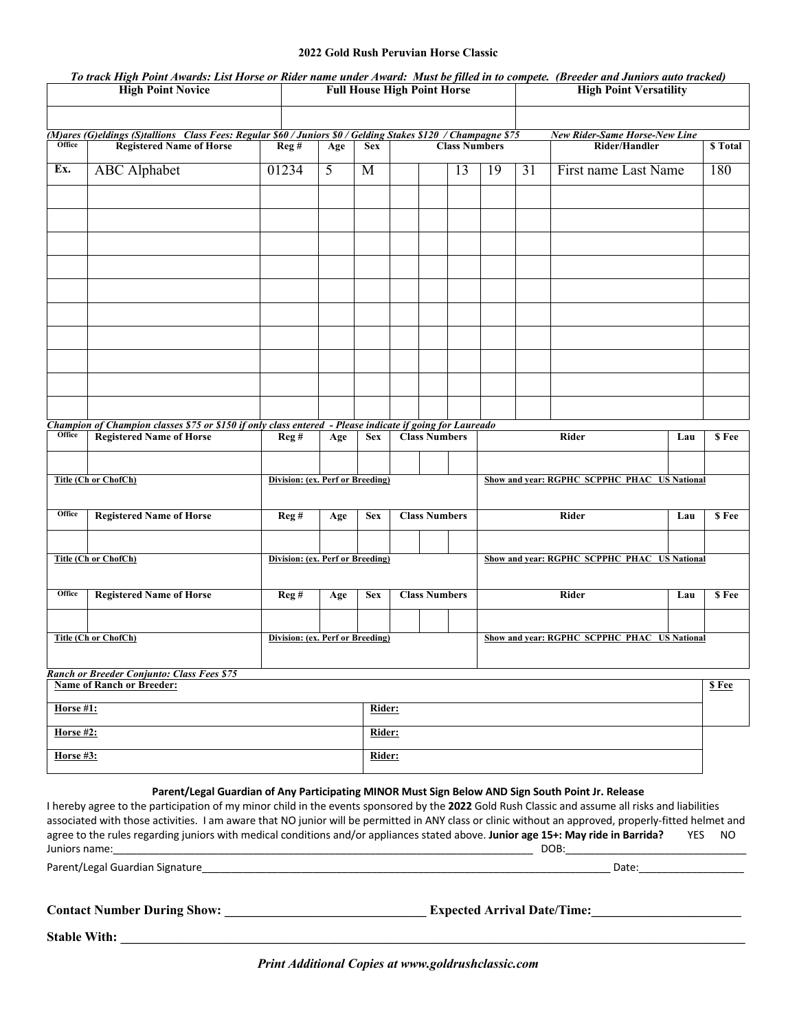**2022 Gold Rush Peruvian Horse Classic**

***To track High Point Awards: List Horse or Rider name under Award: Must be filled in to compete. (Breeder and Juniors auto tracked)***

| High Point Novice | Full House High Point Horse | High Point Versatility |
|---|---|---|
| | | |

***(M)ares (G)eldings (S)tallions Class Fees: Regular $60 / Juniors $0 / Gelding Stakes $120 / Champagne $75*** ***New Rider-Same Horse-New Line***

| Office | Registered Name of Horse | Reg # | Age | Sex | Class Numbers | | | | | Rider/Handler | $ Total |
|---|---|---|---|---|---|---|---|---|---|---|---|
| Ex. | ABC Alphabet | 01234 | 5 | M | | | 13 | 19 | 31 | First name Last Name | 180 |
| | | | | | | | | | | | |
| | | | | | | | | | | | |
| | | | | | | | | | | | |
| | | | | | | | | | | | |
| | | | | | | | | | | | |
| | | | | | | | | | | | |
| | | | | | | | | | | | |
| | | | | | | | | | | | |
| | | | | | | | | | | | |
| | | | | | | | | | | | |

***Champion of Champion classes $75 or $150 if only class entered - Please indicate if going for Laureado***

| Office | Registered Name of Horse | Reg # | Age | Sex | Class Numbers | | | Rider | Lau | $ Fee |
|---|---|---|---|---|---|---|---|---|---|---|
| | | | | | | | | | | |
| Title (Ch or ChofCh) | | Division: (ex. Perf or Breeding) | | | | | | Show and year: RGPHC SCPPHC PHAC US National | | |
| Office | Registered Name of Horse | Reg # | Age | Sex | Class Numbers | | | Rider | Lau | $ Fee |
| | | | | | | | | | | |
| Title (Ch or ChofCh) | | Division: (ex. Perf or Breeding) | | | | | | Show and year: RGPHC SCPPHC PHAC US National | | |
| Office | Registered Name of Horse | Reg # | Age | Sex | Class Numbers | | | Rider | Lau | $ Fee |
| | | | | | | | | | | |
| Title (Ch or ChofCh) | | Division: (ex. Perf or Breeding) | | | | | | Show and year: RGPHC SCPPHC PHAC US National | | |

***Ranch or Breeder Conjunto: Class Fees $75***

| Name of Ranch or Breeder: | | $ Fee |
|---|---|---|
| Horse #1: | Rider: | |
| Horse #2: | Rider: | |
| Horse #3: | Rider: | |

**Parent/Legal Guardian of Any Participating MINOR Must Sign Below AND Sign South Point Jr. Release**

I hereby agree to the participation of my minor child in the events sponsored by the **2022** Gold Rush Classic and assume all risks and liabilities associated with those activities. I am aware that NO junior will be permitted in ANY class or clinic without an approved, properly-fitted helmet and agree to the rules regarding juniors with medical conditions and/or appliances stated above. **Junior age 15+: May ride in Barrida?** YES NO

Juniors name:______________________________________________________________________ DOB:______________________________

Parent/Legal Guardian Signature______________________________________________________________________ Date:_________________

**Contact Number During Show: ______________________________ Expected Arrival Date/Time:______________________**

**Stable With: ______________________________________________________________________________________________**

***Print Additional Copies at www.goldrushclassic.com***